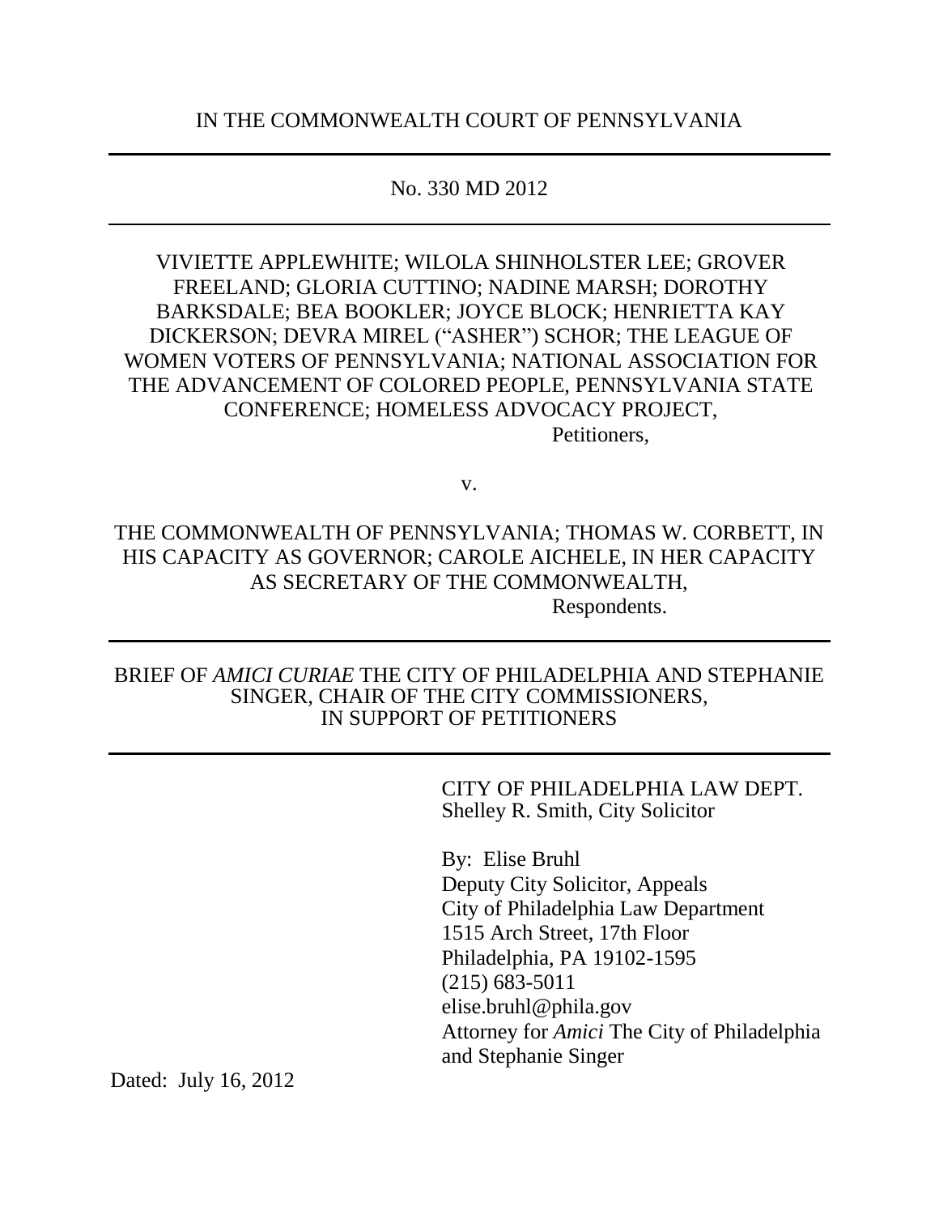IN THE COMMONWEALTH COURT OF PENNSYLVANIA

---

No. 330 MD 2012

---

VIVIETTE APPLEWHITE; WILOLA SHINHOLSTER LEE; GROVER FREELAND; GLORIA CUTTINO; NADINE MARSH; DOROTHY BARKSDALE; BEA BOOKLER; JOYCE BLOCK; HENRIETTA KAY DICKERSON; DEVRA MIREL ("ASHER") SCHOR; THE LEAGUE OF WOMEN VOTERS OF PENNSYLVANIA; NATIONAL ASSOCIATION FOR THE ADVANCEMENT OF COLORED PEOPLE, PENNSYLVANIA STATE CONFERENCE; HOMELESS ADVOCACY PROJECT,

Petitioners,

v.

THE COMMONWEALTH OF PENNSYLVANIA; THOMAS W. CORBETT, IN HIS CAPACITY AS GOVERNOR; CAROLE AICHELE, IN HER CAPACITY AS SECRETARY OF THE COMMONWEALTH,

Respondents.

---

BRIEF OF *AMICI CURIAE* THE CITY OF PHILADELPHIA AND STEPHANIE SINGER, CHAIR OF THE CITY COMMISSIONERS, IN SUPPORT OF PETITIONERS

---

CITY OF PHILADELPHIA LAW DEPT.
Shelley R. Smith, City Solicitor

By: Elise Bruhl
Deputy City Solicitor, Appeals
City of Philadelphia Law Department
1515 Arch Street, 17th Floor
Philadelphia, PA 19102-1595
(215) 683-5011
elise.bruhl@phila.gov
Attorney for *Amici* The City of Philadelphia and Stephanie Singer

Dated: July 16, 2012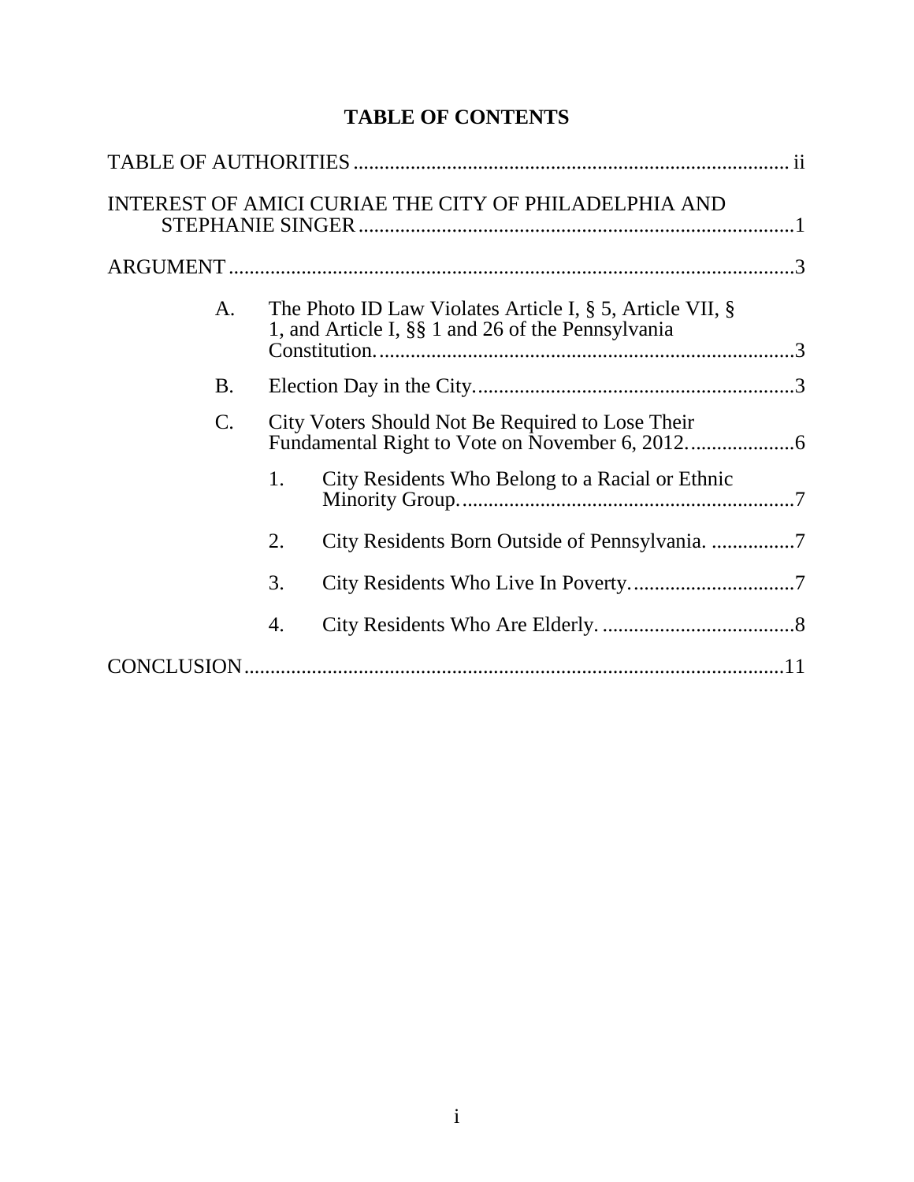# TABLE OF CONTENTS

TABLE OF AUTHORITIES .................................................................................... ii

INTEREST OF AMICI CURIAE THE CITY OF PHILADELPHIA AND STEPHANIE SINGER ....................................................................................1

ARGUMENT ............................................................................................................3

- A. The Photo ID Law Violates Article I, § 5, Article VII, § 1, and Article I, §§ 1 and 26 of the Pennsylvania Constitution. ...............................................................................3
- B. Election Day in the City. ............................................................3
- C. City Voters Should Not Be Required to Lose Their Fundamental Right to Vote on November 6, 2012. ...................6
    1. City Residents Who Belong to a Racial or Ethnic Minority Group. ...............................................................7
    2. City Residents Born Outside of Pennsylvania. ................7
    3. City Residents Who Live In Poverty. ...............................7
    4. City Residents Who Are Elderly. .....................................8

CONCLUSION .......................................................................................................11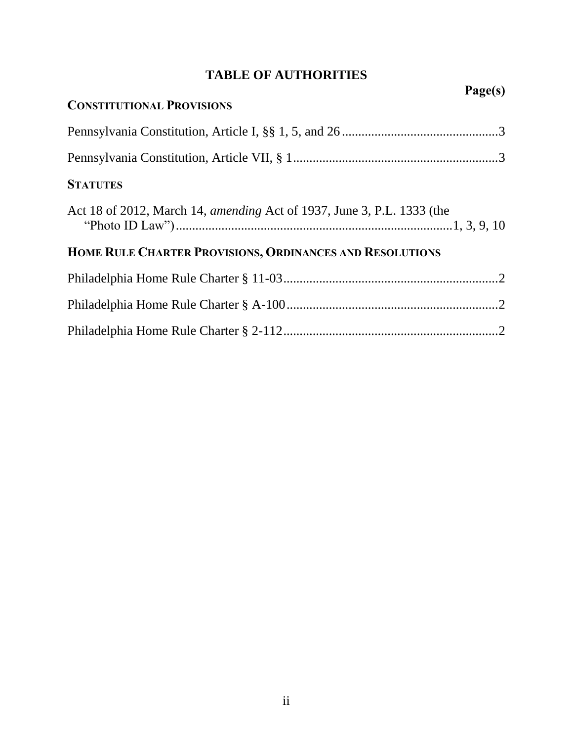# TABLE OF AUTHORITIES

**Page(s)**

**CONSTITUTIONAL PROVISIONS**

Pennsylvania Constitution, Article I, §§ 1, 5, and 26 ........................................................3

Pennsylvania Constitution, Article VII, § 1 .......................................................................3

**STATUTES**

Act 18 of 2012, March 14, *amending* Act of 1937, June 3, P.L. 1333 (the "Photo ID Law") ........................................................................................1, 3, 9, 10

**HOME RULE CHARTER PROVISIONS, ORDINANCES AND RESOLUTIONS**

Philadelphia Home Rule Charter § 11-03..........................................................................2

Philadelphia Home Rule Charter § A-100 .........................................................................2

Philadelphia Home Rule Charter § 2-112...........................................................................2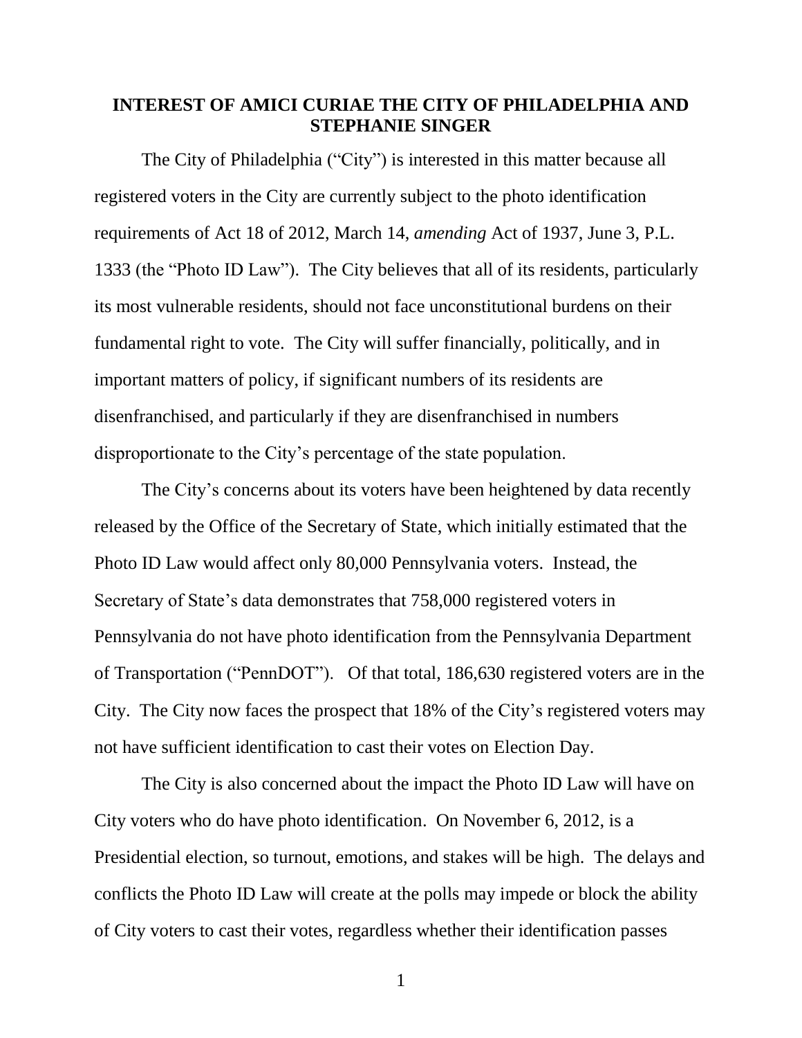## INTEREST OF AMICI CURIAE THE CITY OF PHILADELPHIA AND STEPHANIE SINGER

The City of Philadelphia ("City") is interested in this matter because all registered voters in the City are currently subject to the photo identification requirements of Act 18 of 2012, March 14, *amending* Act of 1937, June 3, P.L. 1333 (the "Photo ID Law"). The City believes that all of its residents, particularly its most vulnerable residents, should not face unconstitutional burdens on their fundamental right to vote. The City will suffer financially, politically, and in important matters of policy, if significant numbers of its residents are disenfranchised, and particularly if they are disenfranchised in numbers disproportionate to the City's percentage of the state population.

The City's concerns about its voters have been heightened by data recently released by the Office of the Secretary of State, which initially estimated that the Photo ID Law would affect only 80,000 Pennsylvania voters. Instead, the Secretary of State's data demonstrates that 758,000 registered voters in Pennsylvania do not have photo identification from the Pennsylvania Department of Transportation ("PennDOT"). Of that total, 186,630 registered voters are in the City. The City now faces the prospect that 18% of the City's registered voters may not have sufficient identification to cast their votes on Election Day.

The City is also concerned about the impact the Photo ID Law will have on City voters who do have photo identification. On November 6, 2012, is a Presidential election, so turnout, emotions, and stakes will be high. The delays and conflicts the Photo ID Law will create at the polls may impede or block the ability of City voters to cast their votes, regardless whether their identification passes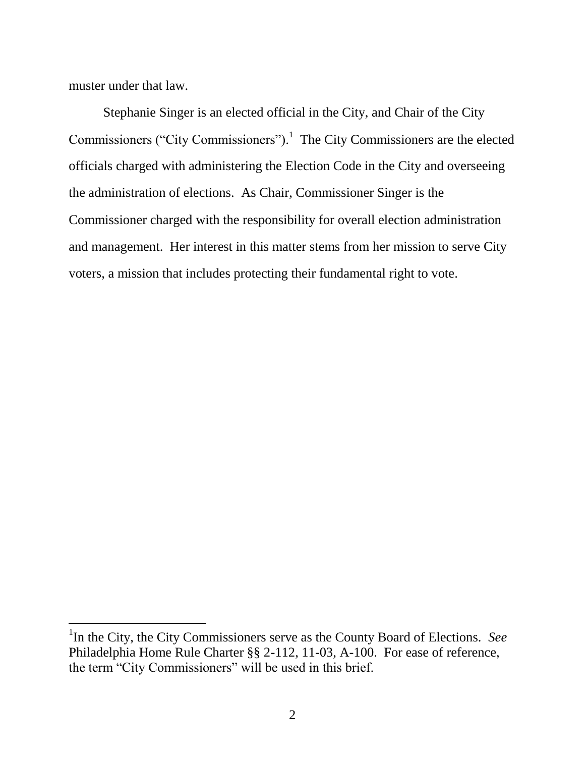muster under that law.

Stephanie Singer is an elected official in the City, and Chair of the City Commissioners ("City Commissioners").[1] The City Commissioners are the elected officials charged with administering the Election Code in the City and overseeing the administration of elections. As Chair, Commissioner Singer is the Commissioner charged with the responsibility for overall election administration and management. Her interest in this matter stems from her mission to serve City voters, a mission that includes protecting their fundamental right to vote.

---

[1]In the City, the City Commissioners serve as the County Board of Elections. *See* Philadelphia Home Rule Charter §§ 2-112, 11-03, A-100. For ease of reference, the term "City Commissioners" will be used in this brief.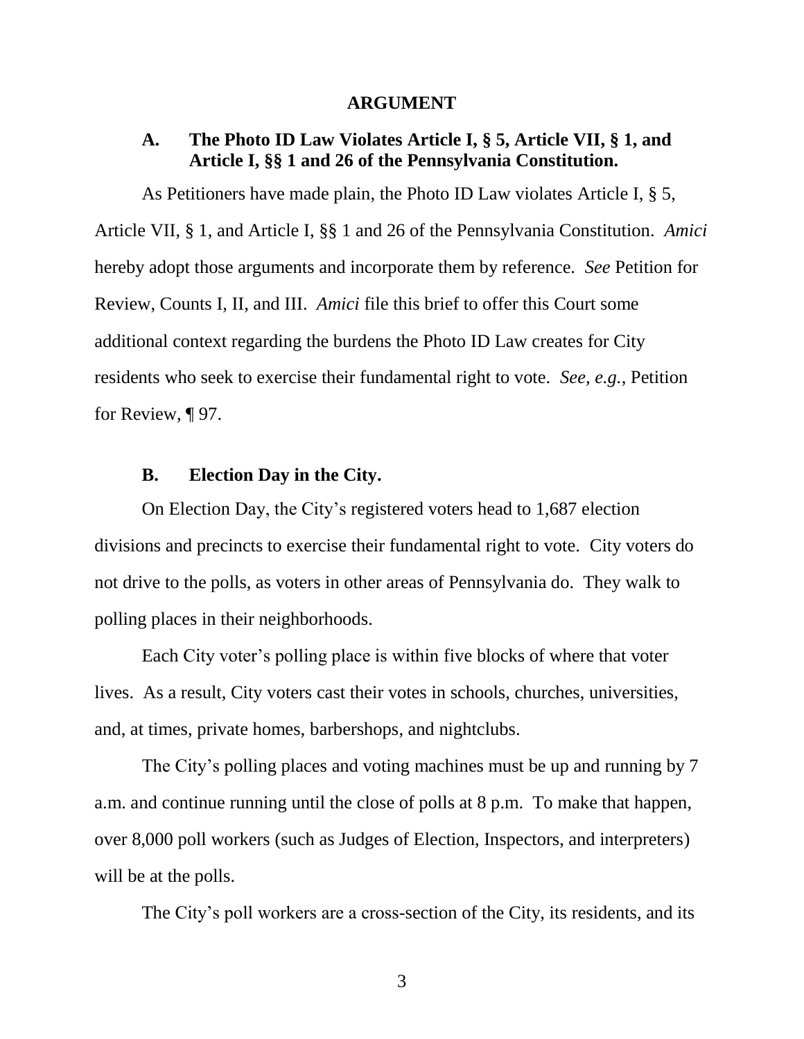## ARGUMENT

### A. The Photo ID Law Violates Article I, § 5, Article VII, § 1, and Article I, §§ 1 and 26 of the Pennsylvania Constitution.

As Petitioners have made plain, the Photo ID Law violates Article I, § 5, Article VII, § 1, and Article I, §§ 1 and 26 of the Pennsylvania Constitution. *Amici* hereby adopt those arguments and incorporate them by reference. *See* Petition for Review, Counts I, II, and III. *Amici* file this brief to offer this Court some additional context regarding the burdens the Photo ID Law creates for City residents who seek to exercise their fundamental right to vote. *See, e.g.*, Petition for Review, ¶ 97.

### B. Election Day in the City.

On Election Day, the City's registered voters head to 1,687 election divisions and precincts to exercise their fundamental right to vote. City voters do not drive to the polls, as voters in other areas of Pennsylvania do. They walk to polling places in their neighborhoods.

Each City voter's polling place is within five blocks of where that voter lives. As a result, City voters cast their votes in schools, churches, universities, and, at times, private homes, barbershops, and nightclubs.

The City's polling places and voting machines must be up and running by 7 a.m. and continue running until the close of polls at 8 p.m. To make that happen, over 8,000 poll workers (such as Judges of Election, Inspectors, and interpreters) will be at the polls.

The City's poll workers are a cross-section of the City, its residents, and its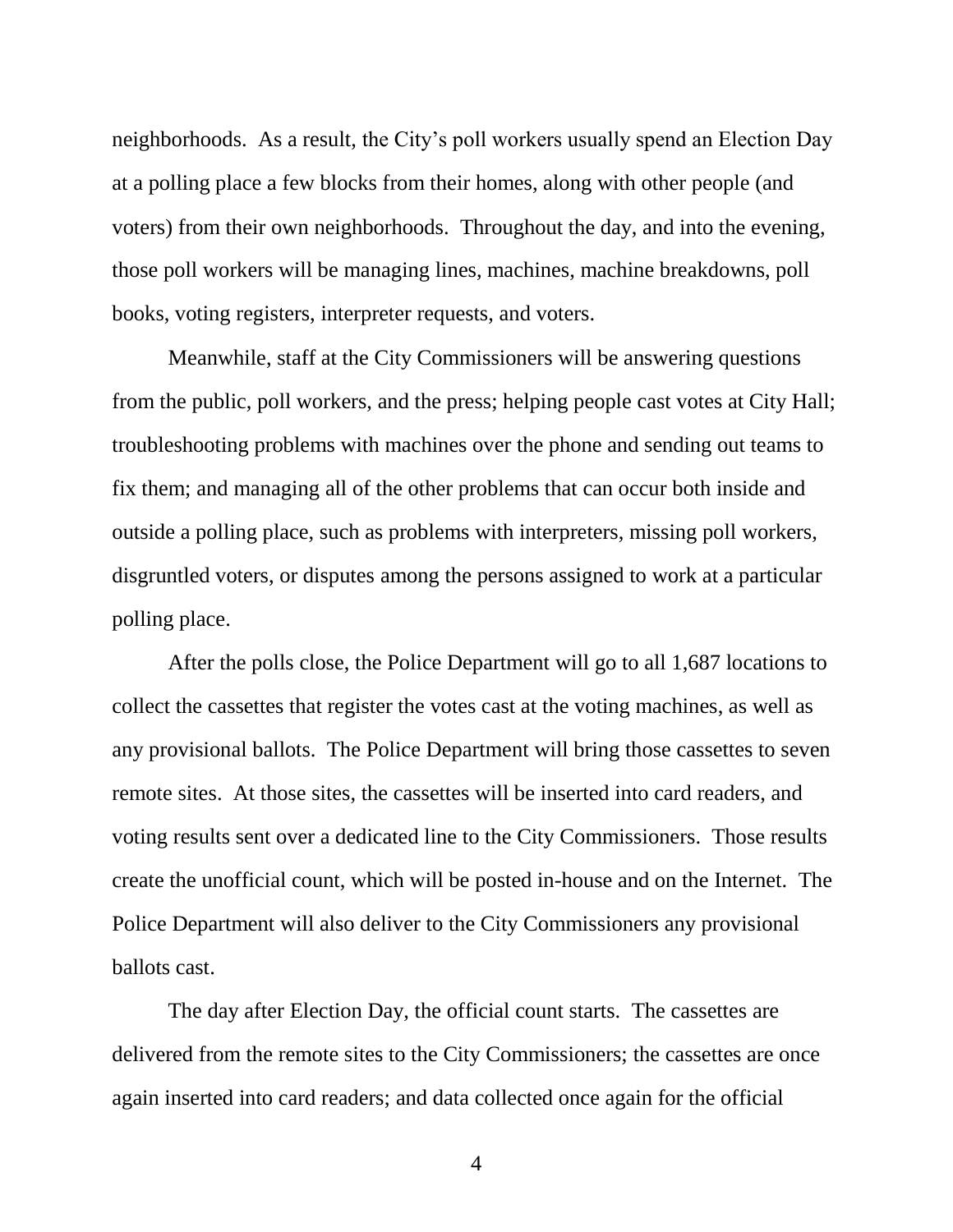neighborhoods. As a result, the City's poll workers usually spend an Election Day at a polling place a few blocks from their homes, along with other people (and voters) from their own neighborhoods. Throughout the day, and into the evening, those poll workers will be managing lines, machines, machine breakdowns, poll books, voting registers, interpreter requests, and voters.

Meanwhile, staff at the City Commissioners will be answering questions from the public, poll workers, and the press; helping people cast votes at City Hall; troubleshooting problems with machines over the phone and sending out teams to fix them; and managing all of the other problems that can occur both inside and outside a polling place, such as problems with interpreters, missing poll workers, disgruntled voters, or disputes among the persons assigned to work at a particular polling place.

After the polls close, the Police Department will go to all 1,687 locations to collect the cassettes that register the votes cast at the voting machines, as well as any provisional ballots. The Police Department will bring those cassettes to seven remote sites. At those sites, the cassettes will be inserted into card readers, and voting results sent over a dedicated line to the City Commissioners. Those results create the unofficial count, which will be posted in-house and on the Internet. The Police Department will also deliver to the City Commissioners any provisional ballots cast.

The day after Election Day, the official count starts. The cassettes are delivered from the remote sites to the City Commissioners; the cassettes are once again inserted into card readers; and data collected once again for the official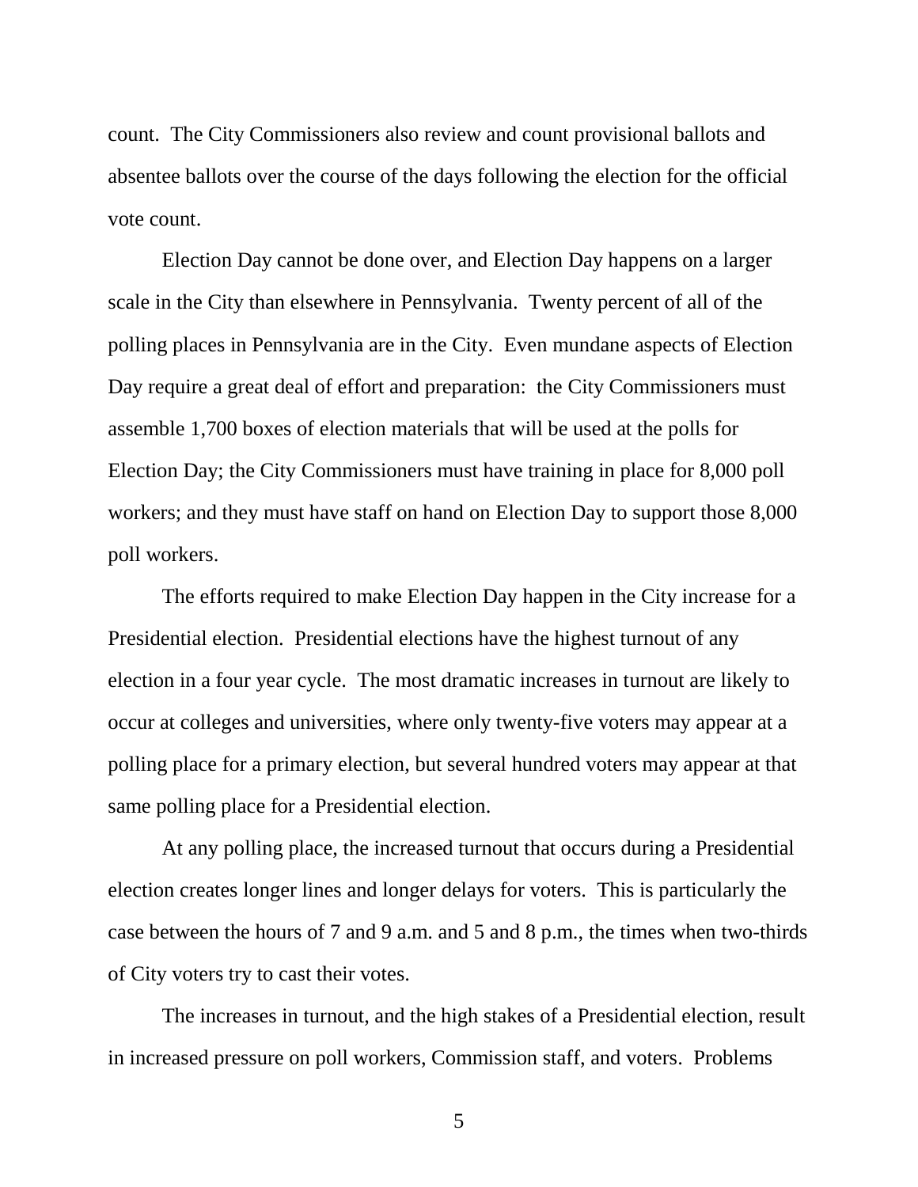count. The City Commissioners also review and count provisional ballots and absentee ballots over the course of the days following the election for the official vote count.

Election Day cannot be done over, and Election Day happens on a larger scale in the City than elsewhere in Pennsylvania. Twenty percent of all of the polling places in Pennsylvania are in the City. Even mundane aspects of Election Day require a great deal of effort and preparation: the City Commissioners must assemble 1,700 boxes of election materials that will be used at the polls for Election Day; the City Commissioners must have training in place for 8,000 poll workers; and they must have staff on hand on Election Day to support those 8,000 poll workers.

The efforts required to make Election Day happen in the City increase for a Presidential election. Presidential elections have the highest turnout of any election in a four year cycle. The most dramatic increases in turnout are likely to occur at colleges and universities, where only twenty-five voters may appear at a polling place for a primary election, but several hundred voters may appear at that same polling place for a Presidential election.

At any polling place, the increased turnout that occurs during a Presidential election creates longer lines and longer delays for voters. This is particularly the case between the hours of 7 and 9 a.m. and 5 and 8 p.m., the times when two-thirds of City voters try to cast their votes.

The increases in turnout, and the high stakes of a Presidential election, result in increased pressure on poll workers, Commission staff, and voters. Problems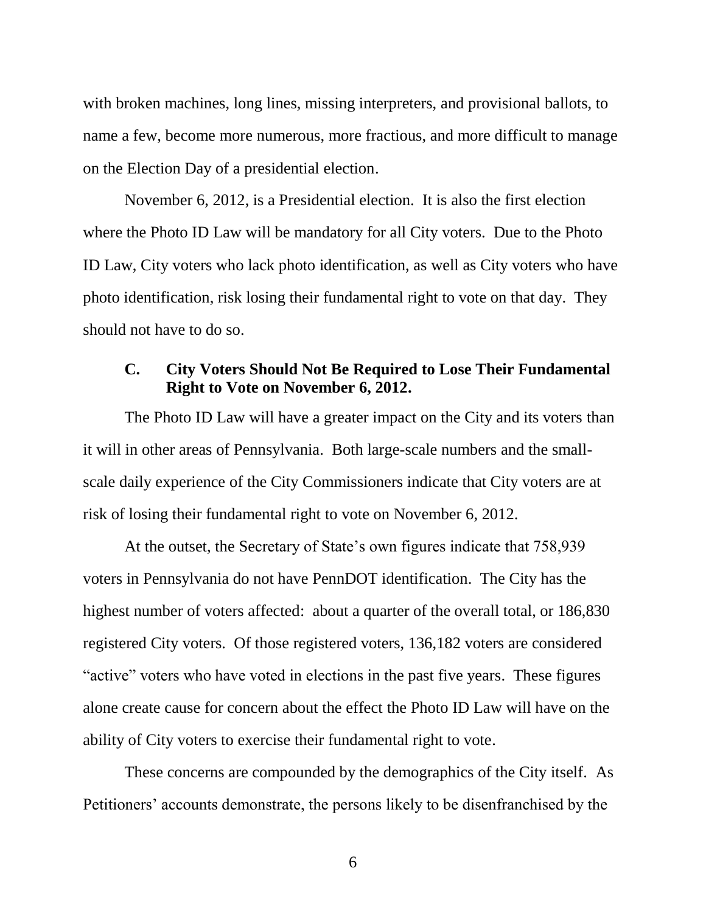with broken machines, long lines, missing interpreters, and provisional ballots, to name a few, become more numerous, more fractious, and more difficult to manage on the Election Day of a presidential election.

November 6, 2012, is a Presidential election. It is also the first election where the Photo ID Law will be mandatory for all City voters. Due to the Photo ID Law, City voters who lack photo identification, as well as City voters who have photo identification, risk losing their fundamental right to vote on that day. They should not have to do so.

### C. City Voters Should Not Be Required to Lose Their Fundamental Right to Vote on November 6, 2012.

The Photo ID Law will have a greater impact on the City and its voters than it will in other areas of Pennsylvania. Both large-scale numbers and the small-scale daily experience of the City Commissioners indicate that City voters are at risk of losing their fundamental right to vote on November 6, 2012.

At the outset, the Secretary of State's own figures indicate that 758,939 voters in Pennsylvania do not have PennDOT identification. The City has the highest number of voters affected: about a quarter of the overall total, or 186,830 registered City voters. Of those registered voters, 136,182 voters are considered "active" voters who have voted in elections in the past five years. These figures alone create cause for concern about the effect the Photo ID Law will have on the ability of City voters to exercise their fundamental right to vote.

These concerns are compounded by the demographics of the City itself. As Petitioners' accounts demonstrate, the persons likely to be disenfranchised by the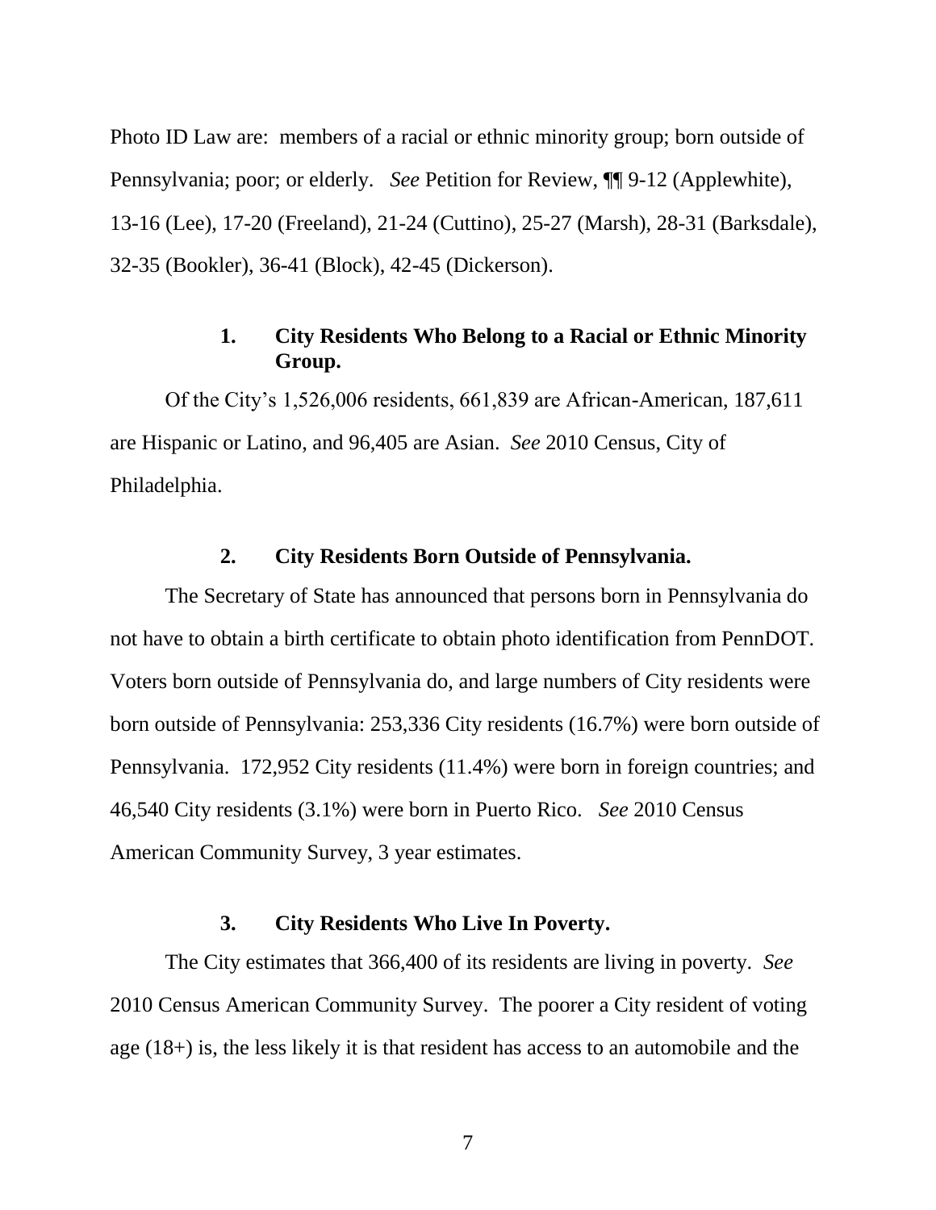Photo ID Law are: members of a racial or ethnic minority group; born outside of Pennsylvania; poor; or elderly. *See* Petition for Review, ¶¶ 9-12 (Applewhite), 13-16 (Lee), 17-20 (Freeland), 21-24 (Cuttino), 25-27 (Marsh), 28-31 (Barksdale), 32-35 (Bookler), 36-41 (Block), 42-45 (Dickerson).

### 1. City Residents Who Belong to a Racial or Ethnic Minority Group.

Of the City's 1,526,006 residents, 661,839 are African-American, 187,611 are Hispanic or Latino, and 96,405 are Asian. *See* 2010 Census, City of Philadelphia.

### 2. City Residents Born Outside of Pennsylvania.

The Secretary of State has announced that persons born in Pennsylvania do not have to obtain a birth certificate to obtain photo identification from PennDOT. Voters born outside of Pennsylvania do, and large numbers of City residents were born outside of Pennsylvania: 253,336 City residents (16.7%) were born outside of Pennsylvania. 172,952 City residents (11.4%) were born in foreign countries; and 46,540 City residents (3.1%) were born in Puerto Rico. *See* 2010 Census American Community Survey, 3 year estimates.

### 3. City Residents Who Live In Poverty.

The City estimates that 366,400 of its residents are living in poverty. *See* 2010 Census American Community Survey. The poorer a City resident of voting age (18+) is, the less likely it is that resident has access to an automobile and the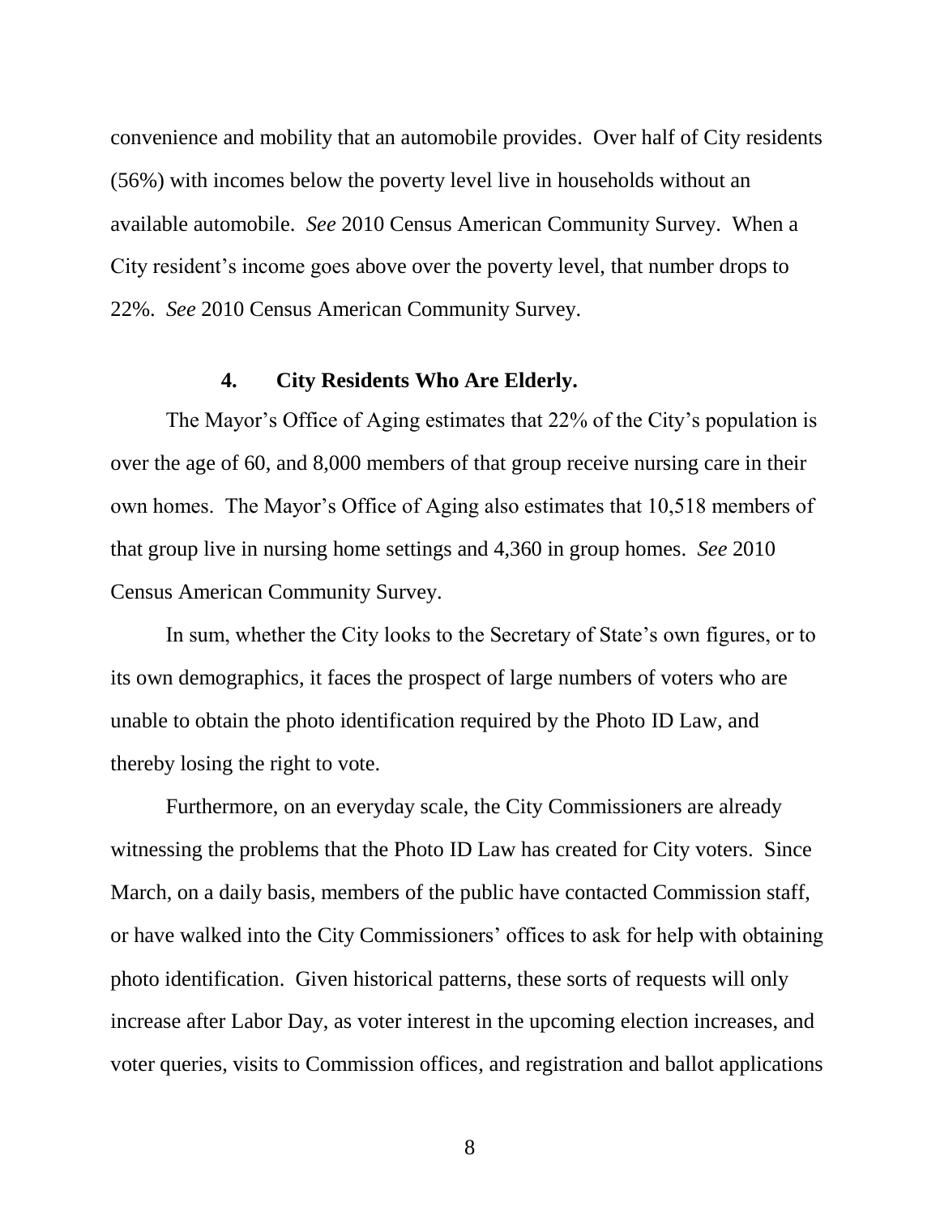convenience and mobility that an automobile provides. Over half of City residents (56%) with incomes below the poverty level live in households without an available automobile. *See* 2010 Census American Community Survey. When a City resident's income goes above over the poverty level, that number drops to 22%. *See* 2010 Census American Community Survey.

### 4. City Residents Who Are Elderly.

The Mayor's Office of Aging estimates that 22% of the City's population is over the age of 60, and 8,000 members of that group receive nursing care in their own homes. The Mayor's Office of Aging also estimates that 10,518 members of that group live in nursing home settings and 4,360 in group homes. *See* 2010 Census American Community Survey.

In sum, whether the City looks to the Secretary of State's own figures, or to its own demographics, it faces the prospect of large numbers of voters who are unable to obtain the photo identification required by the Photo ID Law, and thereby losing the right to vote.

Furthermore, on an everyday scale, the City Commissioners are already witnessing the problems that the Photo ID Law has created for City voters. Since March, on a daily basis, members of the public have contacted Commission staff, or have walked into the City Commissioners' offices to ask for help with obtaining photo identification. Given historical patterns, these sorts of requests will only increase after Labor Day, as voter interest in the upcoming election increases, and voter queries, visits to Commission offices, and registration and ballot applications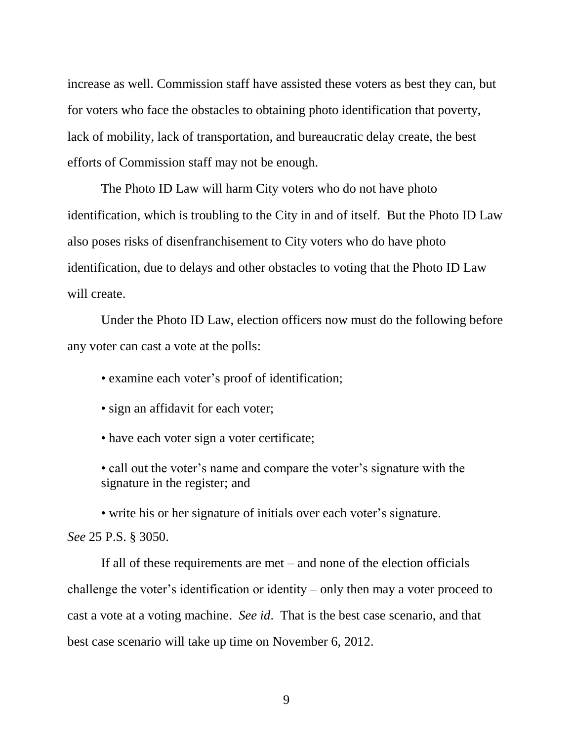increase as well. Commission staff have assisted these voters as best they can, but for voters who face the obstacles to obtaining photo identification that poverty, lack of mobility, lack of transportation, and bureaucratic delay create, the best efforts of Commission staff may not be enough.

The Photo ID Law will harm City voters who do not have photo identification, which is troubling to the City in and of itself. But the Photo ID Law also poses risks of disenfranchisement to City voters who do have photo identification, due to delays and other obstacles to voting that the Photo ID Law will create.

Under the Photo ID Law, election officers now must do the following before any voter can cast a vote at the polls:

- examine each voter's proof of identification;
- sign an affidavit for each voter;
- have each voter sign a voter certificate;
- call out the voter's name and compare the voter's signature with the signature in the register; and
- write his or her signature of initials over each voter's signature.

*See* 25 P.S. § 3050.

If all of these requirements are met – and none of the election officials challenge the voter's identification or identity – only then may a voter proceed to cast a vote at a voting machine. *See id*. That is the best case scenario, and that best case scenario will take up time on November 6, 2012.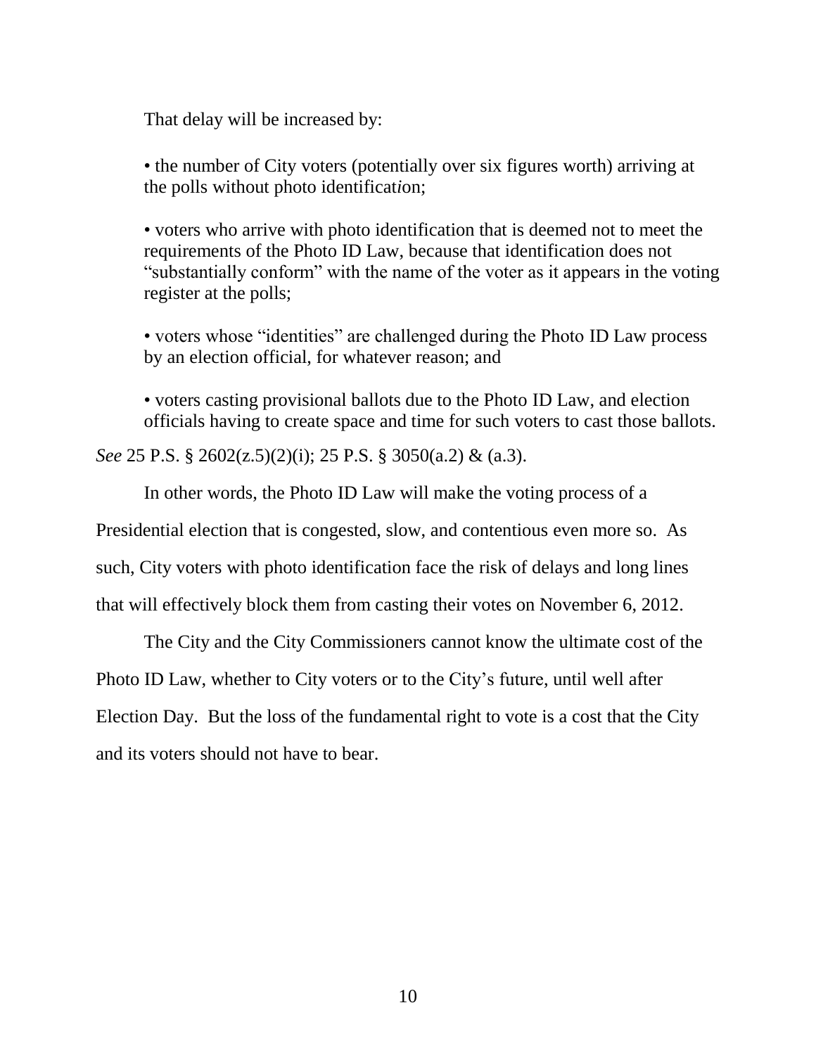That delay will be increased by:

- the number of City voters (potentially over six figures worth) arriving at the polls without photo identification;

- voters who arrive with photo identification that is deemed not to meet the requirements of the Photo ID Law, because that identification does not "substantially conform" with the name of the voter as it appears in the voting register at the polls;

- voters whose "identities" are challenged during the Photo ID Law process by an election official, for whatever reason; and

- voters casting provisional ballots due to the Photo ID Law, and election officials having to create space and time for such voters to cast those ballots.

*See* 25 P.S. § 2602(z.5)(2)(i); 25 P.S. § 3050(a.2) & (a.3).

In other words, the Photo ID Law will make the voting process of a Presidential election that is congested, slow, and contentious even more so. As such, City voters with photo identification face the risk of delays and long lines that will effectively block them from casting their votes on November 6, 2012.

The City and the City Commissioners cannot know the ultimate cost of the Photo ID Law, whether to City voters or to the City's future, until well after Election Day. But the loss of the fundamental right to vote is a cost that the City and its voters should not have to bear.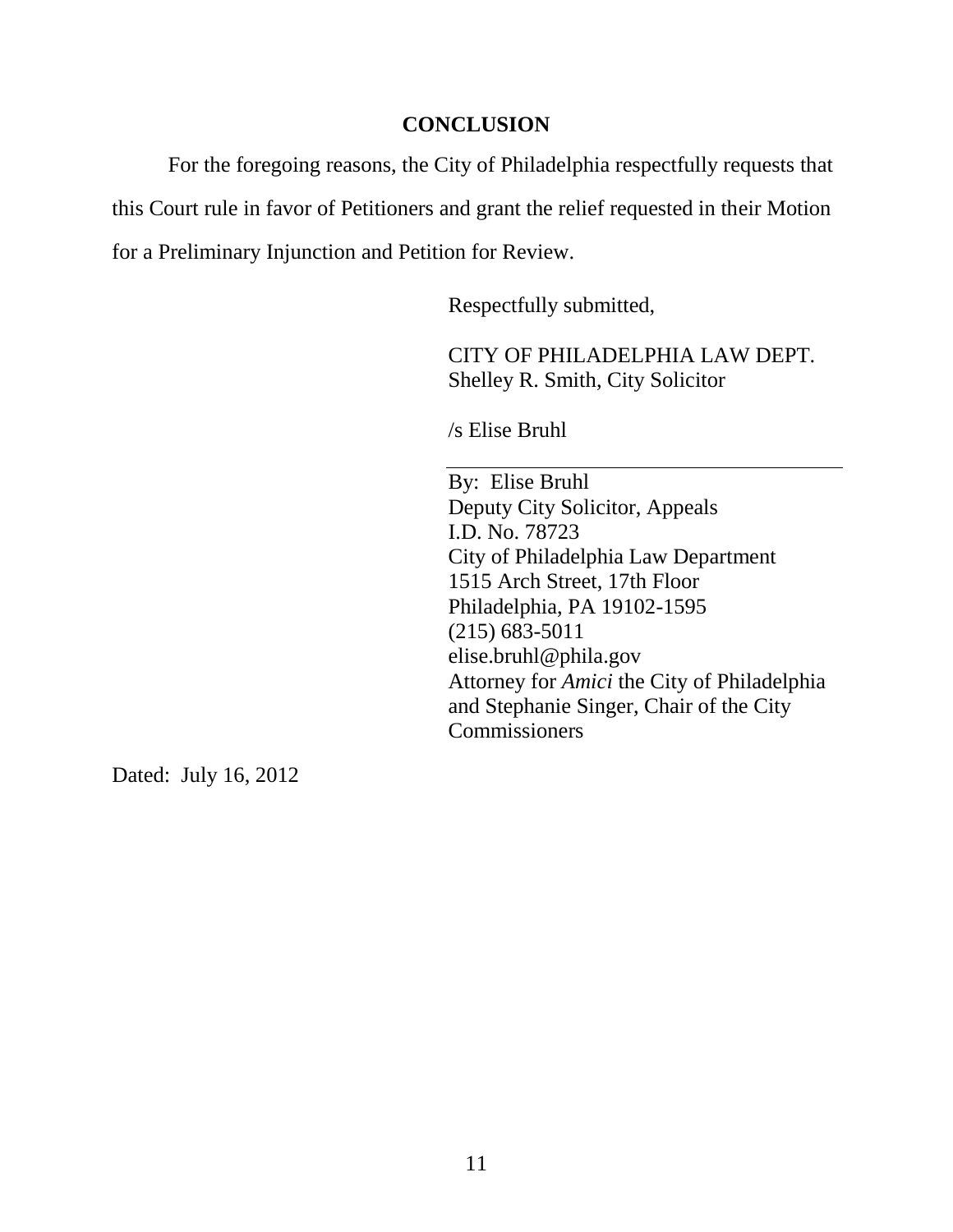## CONCLUSION

For the foregoing reasons, the City of Philadelphia respectfully requests that this Court rule in favor of Petitioners and grant the relief requested in their Motion for a Preliminary Injunction and Petition for Review.

Respectfully submitted,

CITY OF PHILADELPHIA LAW DEPT.
Shelley R. Smith, City Solicitor

/s Elise Bruhl

By: Elise Bruhl
Deputy City Solicitor, Appeals
I.D. No. 78723
City of Philadelphia Law Department
1515 Arch Street, 17th Floor
Philadelphia, PA 19102-1595
(215) 683-5011
elise.bruhl@phila.gov
Attorney for *Amici* the City of Philadelphia and Stephanie Singer, Chair of the City Commissioners

Dated: July 16, 2012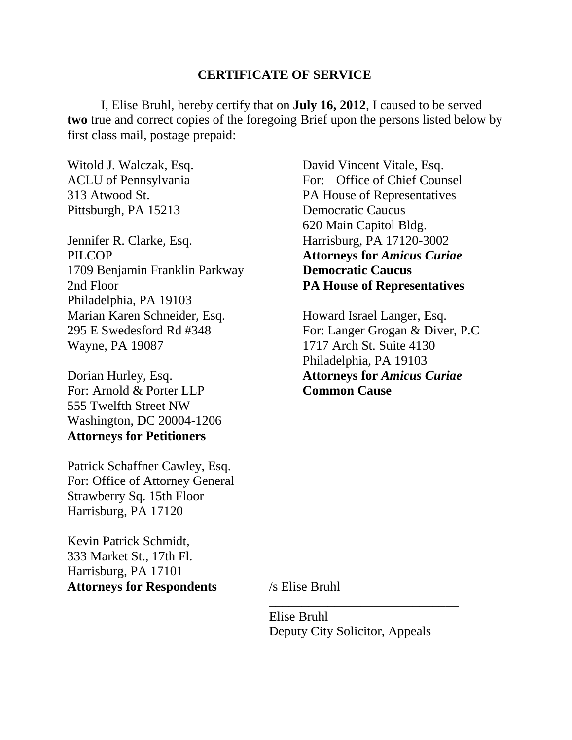## CERTIFICATE OF SERVICE

I, Elise Bruhl, hereby certify that on **July 16, 2012**, I caused to be served **two** true and correct copies of the foregoing Brief upon the persons listed below by first class mail, postage prepaid:

Witold J. Walczak, Esq.
ACLU of Pennsylvania
313 Atwood St.
Pittsburgh, PA 15213

Jennifer R. Clarke, Esq.
PILCOP
1709 Benjamin Franklin Parkway
2nd Floor
Philadelphia, PA 19103
Marian Karen Schneider, Esq.
295 E Swedesford Rd #348
Wayne, PA 19087

Dorian Hurley, Esq.
For: Arnold & Porter LLP
555 Twelfth Street NW
Washington, DC 20004-1206
**Attorneys for Petitioners**

Patrick Schaffner Cawley, Esq.
For: Office of Attorney General
Strawberry Sq. 15th Floor
Harrisburg, PA 17120

Kevin Patrick Schmidt,
333 Market St., 17th Fl.
Harrisburg, PA 17101
**Attorneys for Respondents**

David Vincent Vitale, Esq.
For: Office of Chief Counsel
PA House of Representatives
Democratic Caucus
620 Main Capitol Bldg.
Harrisburg, PA 17120-3002
**Attorneys for *Amicus Curiae* Democratic Caucus PA House of Representatives**

Howard Israel Langer, Esq.
For: Langer Grogan & Diver, P.C
1717 Arch St. Suite 4130
Philadelphia, PA 19103
**Attorneys for *Amicus Curiae* Common Cause**

/s Elise Bruhl
_____________________________
Elise Bruhl
Deputy City Solicitor, Appeals